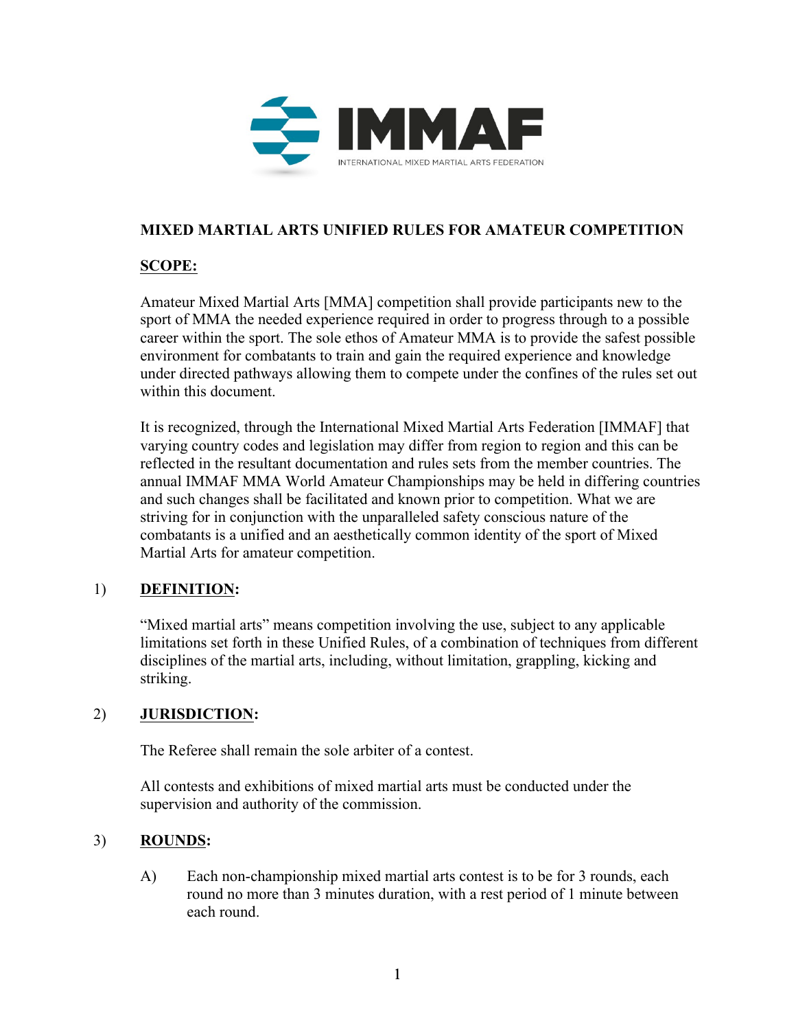IMMAF

INTERNATIONAL MIXED MARTIAL ARTS FEDERATION

# MIXED MARTIAL ARTS UNIFIED RULES FOR AMATEUR COMPETITION

## SCOPE:

Amateur Mixed Martial Arts [MMA] competition shall provide participants new to the sport of MMA the needed experience required in order to progress through to a possible career within the sport. The sole ethos of Amateur MMA is to provide the safest possible environment for combatants to train and gain the required experience and knowledge under directed pathways allowing them to compete under the confines of the rules set out within this document.

It is recognized, through the International Mixed Martial Arts Federation [IMMAF] that varying country codes and legislation may differ from region to region and this can be reflected in the resultant documentation and rules sets from the member countries. The annual IMMAF MMA World Amateur Championships may be held in differing countries and such changes shall be facilitated and known prior to competition. What we are striving for in conjunction with the unparalleled safety conscious nature of the combatants is a unified and an aesthetically common identity of the sport of Mixed Martial Arts for amateur competition.

## 1) DEFINITION:

"Mixed martial arts" means competition involving the use, subject to any applicable limitations set forth in these Unified Rules, of a combination of techniques from different disciplines of the martial arts, including, without limitation, grappling, kicking and striking.

## 2) JURISDICTION:

The Referee shall remain the sole arbiter of a contest.

All contests and exhibitions of mixed martial arts must be conducted under the supervision and authority of the commission.

## 3) ROUNDS:

A) Each non-championship mixed martial arts contest is to be for 3 rounds, each round no more than 3 minutes duration, with a rest period of 1 minute between each round.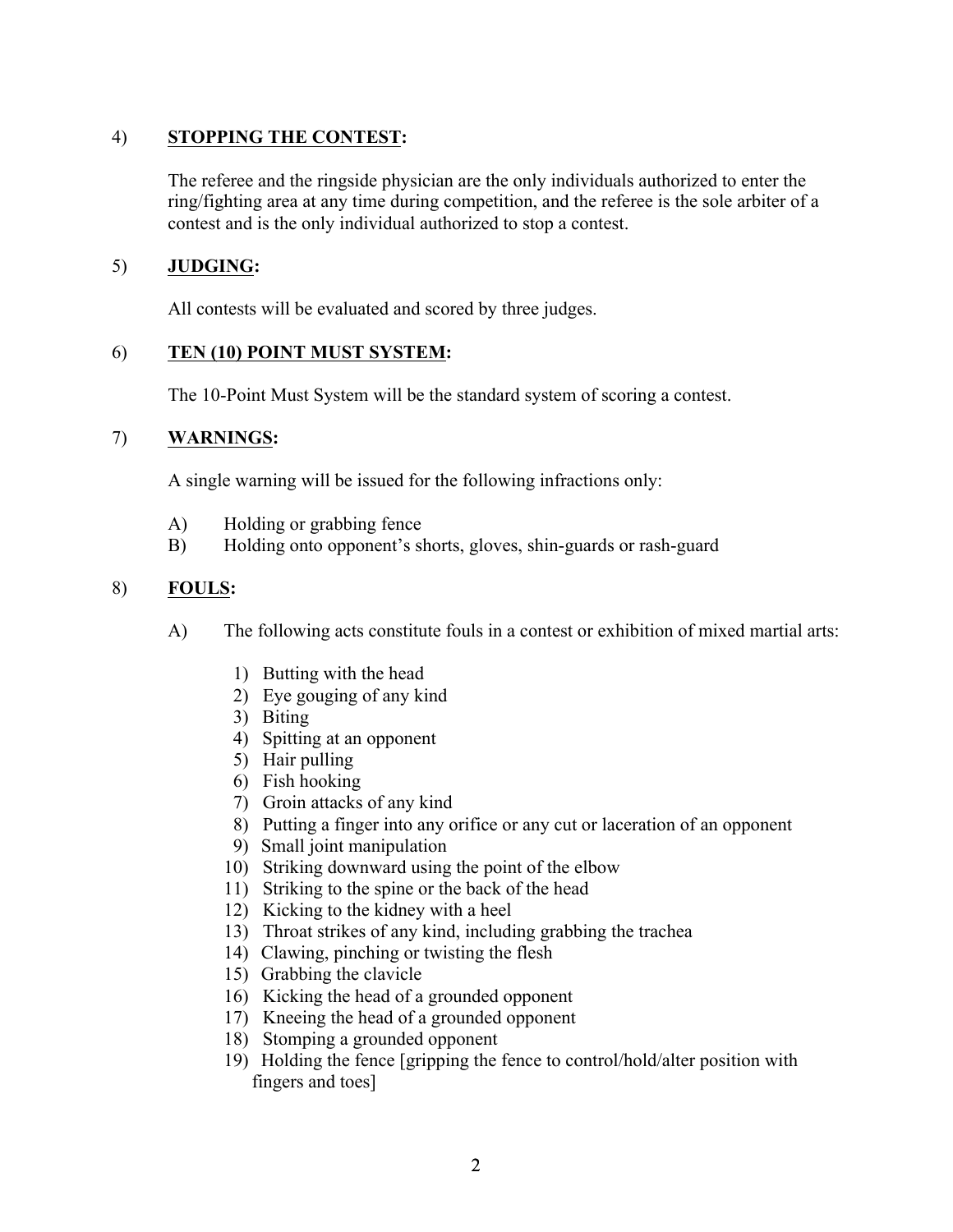4) **STOPPING THE CONTEST:**

The referee and the ringside physician are the only individuals authorized to enter the ring/fighting area at any time during competition, and the referee is the sole arbiter of a contest and is the only individual authorized to stop a contest.

5) **JUDGING:**

All contests will be evaluated and scored by three judges.

6) **TEN (10) POINT MUST SYSTEM:**

The 10-Point Must System will be the standard system of scoring a contest.

7) **WARNINGS:**

A single warning will be issued for the following infractions only:

A) Holding or grabbing fence
B) Holding onto opponent's shorts, gloves, shin-guards or rash-guard

8) **FOULS:**

A) The following acts constitute fouls in a contest or exhibition of mixed martial arts:

1) Butting with the head
2) Eye gouging of any kind
3) Biting
4) Spitting at an opponent
5) Hair pulling
6) Fish hooking
7) Groin attacks of any kind
8) Putting a finger into any orifice or any cut or laceration of an opponent
9) Small joint manipulation
10) Striking downward using the point of the elbow
11) Striking to the spine or the back of the head
12) Kicking to the kidney with a heel
13) Throat strikes of any kind, including grabbing the trachea
14) Clawing, pinching or twisting the flesh
15) Grabbing the clavicle
16) Kicking the head of a grounded opponent
17) Kneeing the head of a grounded opponent
18) Stomping a grounded opponent
19) Holding the fence [gripping the fence to control/hold/alter position with fingers and toes]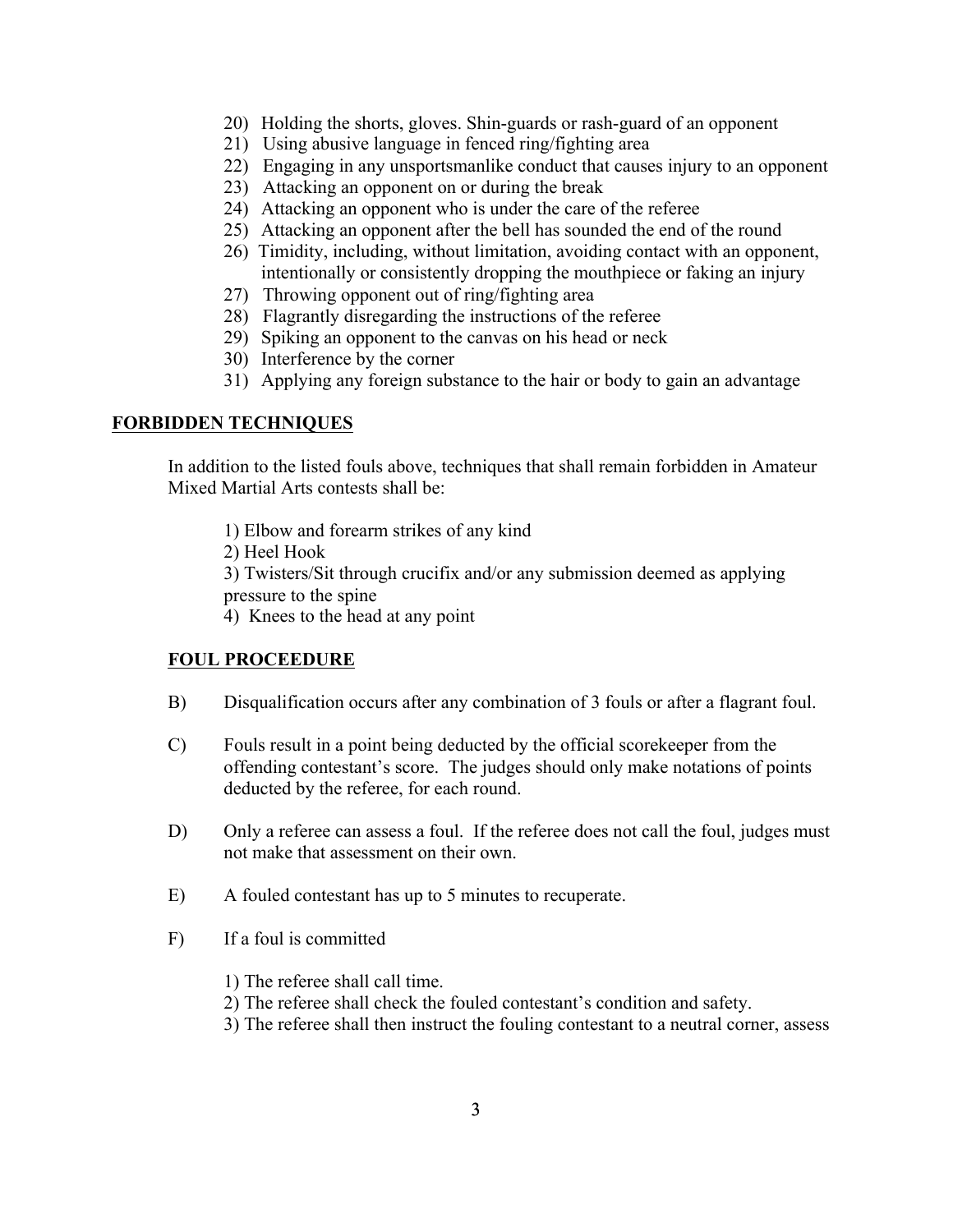20) Holding the shorts, gloves. Shin-guards or rash-guard of an opponent
21) Using abusive language in fenced ring/fighting area
22) Engaging in any unsportsmanlike conduct that causes injury to an opponent
23) Attacking an opponent on or during the break
24) Attacking an opponent who is under the care of the referee
25) Attacking an opponent after the bell has sounded the end of the round
26) Timidity, including, without limitation, avoiding contact with an opponent, intentionally or consistently dropping the mouthpiece or faking an injury
27) Throwing opponent out of ring/fighting area
28) Flagrantly disregarding the instructions of the referee
29) Spiking an opponent to the canvas on his head or neck
30) Interference by the corner
31) Applying any foreign substance to the hair or body to gain an advantage

## FORBIDDEN TECHNIQUES

In addition to the listed fouls above, techniques that shall remain forbidden in Amateur Mixed Martial Arts contests shall be:

1) Elbow and forearm strikes of any kind
2) Heel Hook
3) Twisters/Sit through crucifix and/or any submission deemed as applying pressure to the spine
4) Knees to the head at any point

## FOUL PROCEEDURE

B) Disqualification occurs after any combination of 3 fouls or after a flagrant foul.

C) Fouls result in a point being deducted by the official scorekeeper from the offending contestant's score. The judges should only make notations of points deducted by the referee, for each round.

D) Only a referee can assess a foul. If the referee does not call the foul, judges must not make that assessment on their own.

E) A fouled contestant has up to 5 minutes to recuperate.

F) If a foul is committed

1) The referee shall call time.
2) The referee shall check the fouled contestant's condition and safety.
3) The referee shall then instruct the fouling contestant to a neutral corner, assess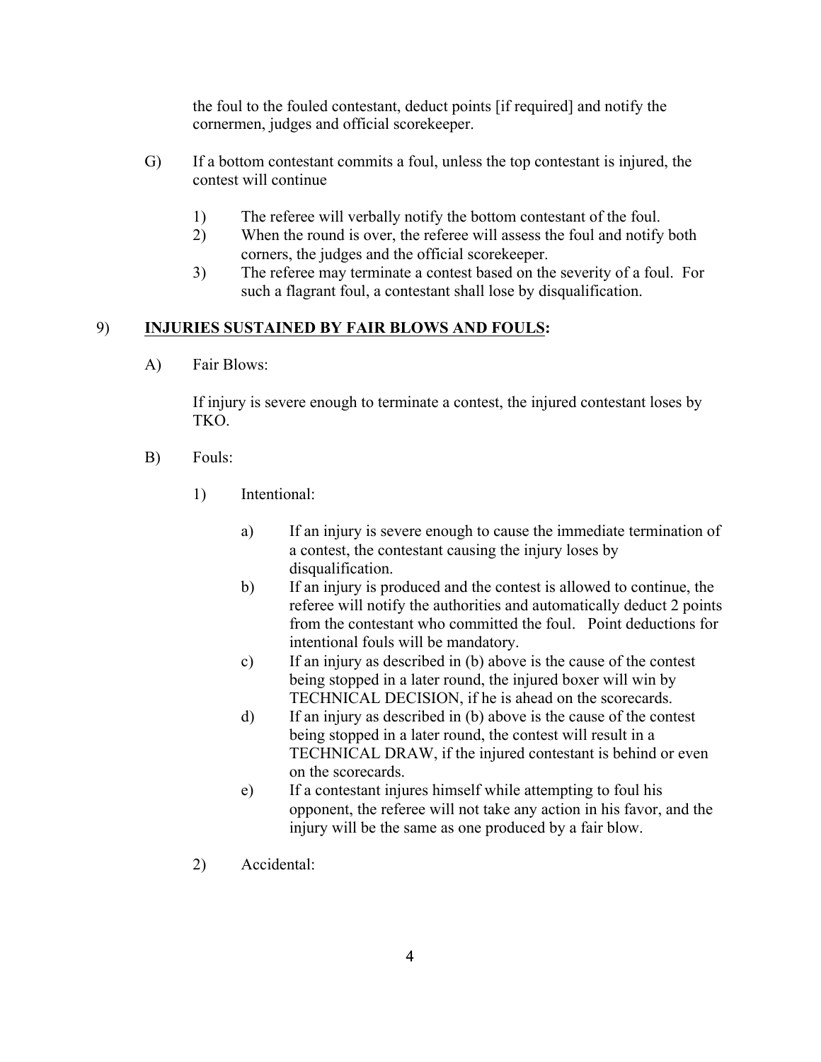the foul to the fouled contestant, deduct points [if required] and notify the cornermen, judges and official scorekeeper.

G) If a bottom contestant commits a foul, unless the top contestant is injured, the contest will continue

   1) The referee will verbally notify the bottom contestant of the foul.
   2) When the round is over, the referee will assess the foul and notify both corners, the judges and the official scorekeeper.
   3) The referee may terminate a contest based on the severity of a foul. For such a flagrant foul, a contestant shall lose by disqualification.

## 9) **INJURIES SUSTAINED BY FAIR BLOWS AND FOULS:**

A) Fair Blows:

   If injury is severe enough to terminate a contest, the injured contestant loses by TKO.

B) Fouls:

   1) Intentional:

      a) If an injury is severe enough to cause the immediate termination of a contest, the contestant causing the injury loses by disqualification.
      b) If an injury is produced and the contest is allowed to continue, the referee will notify the authorities and automatically deduct 2 points from the contestant who committed the foul. Point deductions for intentional fouls will be mandatory.
      c) If an injury as described in (b) above is the cause of the contest being stopped in a later round, the injured boxer will win by TECHNICAL DECISION, if he is ahead on the scorecards.
      d) If an injury as described in (b) above is the cause of the contest being stopped in a later round, the contest will result in a TECHNICAL DRAW, if the injured contestant is behind or even on the scorecards.
      e) If a contestant injures himself while attempting to foul his opponent, the referee will not take any action in his favor, and the injury will be the same as one produced by a fair blow.

   2) Accidental: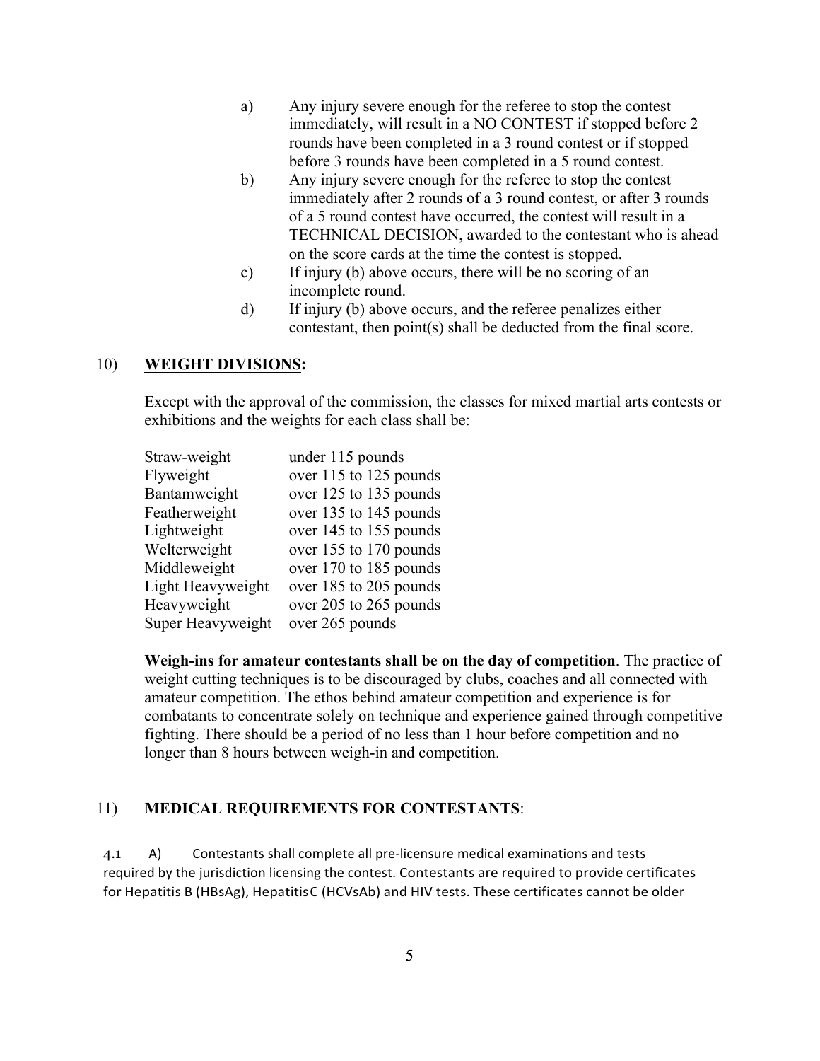a) Any injury severe enough for the referee to stop the contest immediately, will result in a NO CONTEST if stopped before 2 rounds have been completed in a 3 round contest or if stopped before 3 rounds have been completed in a 5 round contest.

b) Any injury severe enough for the referee to stop the contest immediately after 2 rounds of a 3 round contest, or after 3 rounds of a 5 round contest have occurred, the contest will result in a TECHNICAL DECISION, awarded to the contestant who is ahead on the score cards at the time the contest is stopped.

c) If injury (b) above occurs, there will be no scoring of an incomplete round.

d) If injury (b) above occurs, and the referee penalizes either contestant, then point(s) shall be deducted from the final score.

## 10) **WEIGHT DIVISIONS:**

Except with the approval of the commission, the classes for mixed martial arts contests or exhibitions and the weights for each class shall be:

| Class | Weight |
|---|---|
| Straw-weight | under 115 pounds |
| Flyweight | over 115 to 125 pounds |
| Bantamweight | over 125 to 135 pounds |
| Featherweight | over 135 to 145 pounds |
| Lightweight | over 145 to 155 pounds |
| Welterweight | over 155 to 170 pounds |
| Middleweight | over 170 to 185 pounds |
| Light Heavyweight | over 185 to 205 pounds |
| Heavyweight | over 205 to 265 pounds |
| Super Heavyweight | over 265 pounds |

**Weigh-ins for amateur contestants shall be on the day of competition**. The practice of weight cutting techniques is to be discouraged by clubs, coaches and all connected with amateur competition. The ethos behind amateur competition and experience is for combatants to concentrate solely on technique and experience gained through competitive fighting. There should be a period of no less than 1 hour before competition and no longer than 8 hours between weigh-in and competition.

## 11) **MEDICAL REQUIREMENTS FOR CONTESTANTS**:

4.1 A) Contestants shall complete all pre-licensure medical examinations and tests required by the jurisdiction licensing the contest. Contestants are required to provide certificates for Hepatitis B (HBsAg), Hepatitis C (HCVsAb) and HIV tests. These certificates cannot be older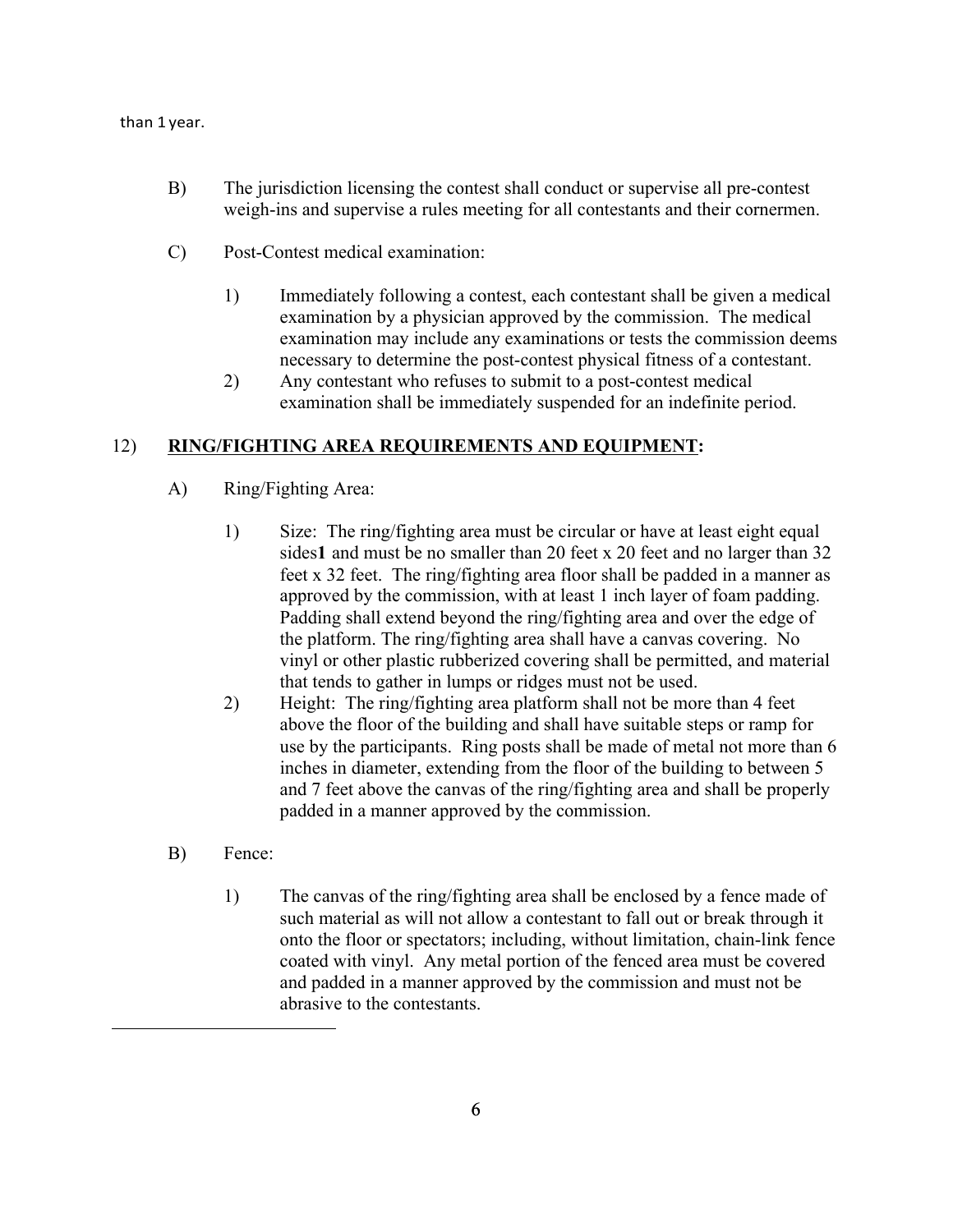than 1 year.

B) The jurisdiction licensing the contest shall conduct or supervise all pre-contest weigh-ins and supervise a rules meeting for all contestants and their cornermen.

C) Post-Contest medical examination:

1) Immediately following a contest, each contestant shall be given a medical examination by a physician approved by the commission. The medical examination may include any examinations or tests the commission deems necessary to determine the post-contest physical fitness of a contestant.
2) Any contestant who refuses to submit to a post-contest medical examination shall be immediately suspended for an indefinite period.

12) **RING/FIGHTING AREA REQUIREMENTS AND EQUIPMENT:**

A) Ring/Fighting Area:

1) Size: The ring/fighting area must be circular or have at least eight equal sides[1] and must be no smaller than 20 feet x 20 feet and no larger than 32 feet x 32 feet. The ring/fighting area floor shall be padded in a manner as approved by the commission, with at least 1 inch layer of foam padding. Padding shall extend beyond the ring/fighting area and over the edge of the platform. The ring/fighting area shall have a canvas covering. No vinyl or other plastic rubberized covering shall be permitted, and material that tends to gather in lumps or ridges must not be used.
2) Height: The ring/fighting area platform shall not be more than 4 feet above the floor of the building and shall have suitable steps or ramp for use by the participants. Ring posts shall be made of metal not more than 6 inches in diameter, extending from the floor of the building to between 5 and 7 feet above the canvas of the ring/fighting area and shall be properly padded in a manner approved by the commission.

B) Fence:

1) The canvas of the ring/fighting area shall be enclosed by a fence made of such material as will not allow a contestant to fall out or break through it onto the floor or spectators; including, without limitation, chain-link fence coated with vinyl. Any metal portion of the fenced area must be covered and padded in a manner approved by the commission and must not be abrasive to the contestants.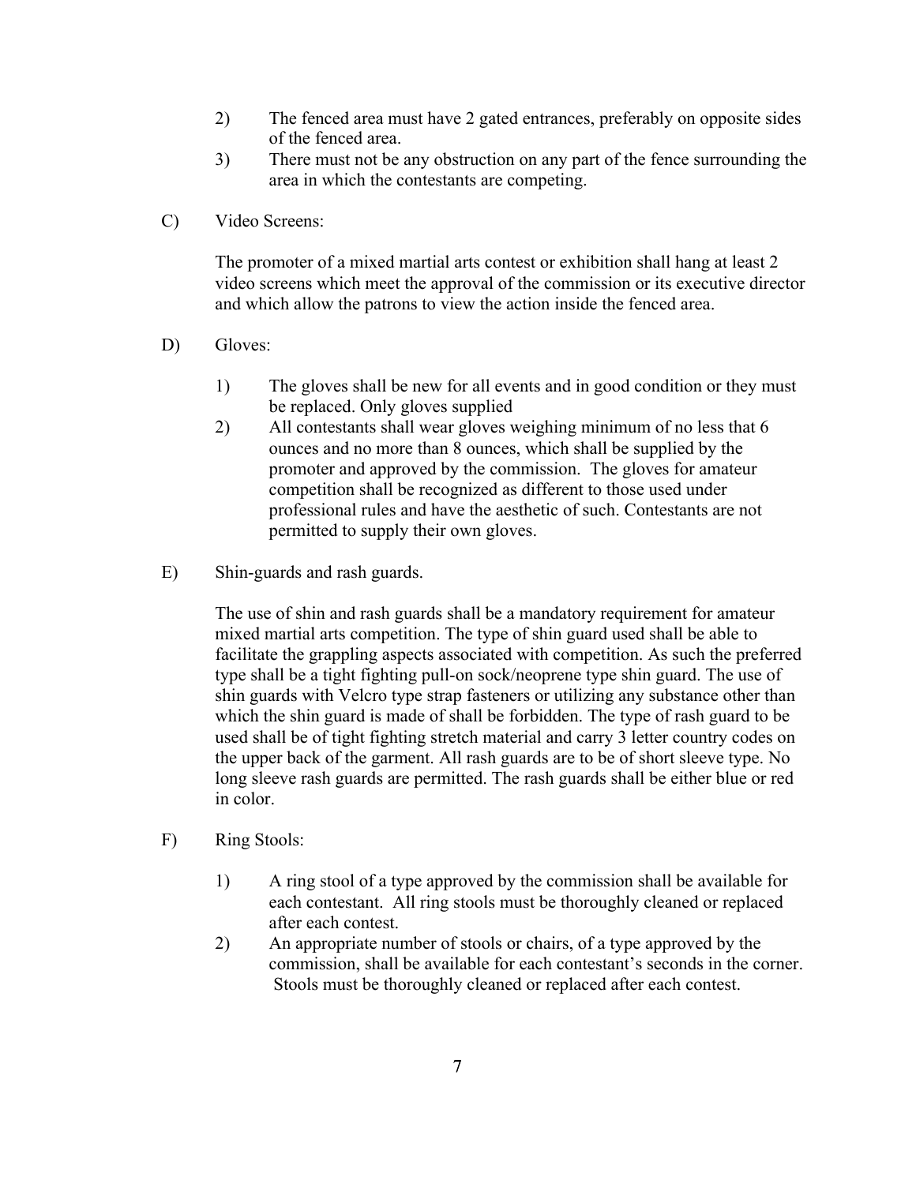2) The fenced area must have 2 gated entrances, preferably on opposite sides of the fenced area.

3) There must not be any obstruction on any part of the fence surrounding the area in which the contestants are competing.

C) Video Screens:

The promoter of a mixed martial arts contest or exhibition shall hang at least 2 video screens which meet the approval of the commission or its executive director and which allow the patrons to view the action inside the fenced area.

D) Gloves:

1) The gloves shall be new for all events and in good condition or they must be replaced. Only gloves supplied

2) All contestants shall wear gloves weighing minimum of no less that 6 ounces and no more than 8 ounces, which shall be supplied by the promoter and approved by the commission. The gloves for amateur competition shall be recognized as different to those used under professional rules and have the aesthetic of such. Contestants are not permitted to supply their own gloves.

E) Shin-guards and rash guards.

The use of shin and rash guards shall be a mandatory requirement for amateur mixed martial arts competition. The type of shin guard used shall be able to facilitate the grappling aspects associated with competition. As such the preferred type shall be a tight fighting pull-on sock/neoprene type shin guard. The use of shin guards with Velcro type strap fasteners or utilizing any substance other than which the shin guard is made of shall be forbidden. The type of rash guard to be used shall be of tight fighting stretch material and carry 3 letter country codes on the upper back of the garment. All rash guards are to be of short sleeve type. No long sleeve rash guards are permitted. The rash guards shall be either blue or red in color.

F) Ring Stools:

1) A ring stool of a type approved by the commission shall be available for each contestant. All ring stools must be thoroughly cleaned or replaced after each contest.

2) An appropriate number of stools or chairs, of a type approved by the commission, shall be available for each contestant's seconds in the corner. Stools must be thoroughly cleaned or replaced after each contest.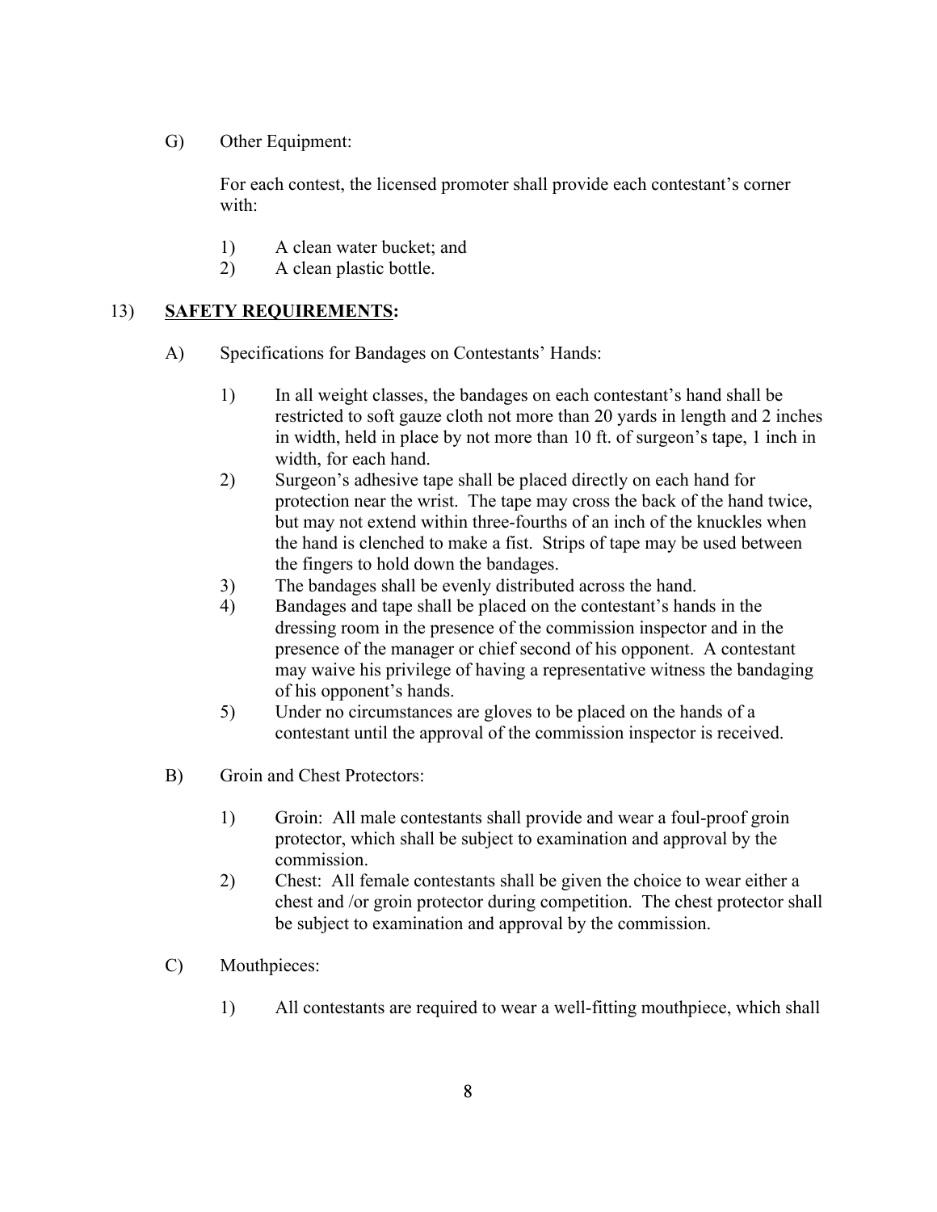G) Other Equipment:

For each contest, the licensed promoter shall provide each contestant's corner with:

1) A clean water bucket; and
2) A clean plastic bottle.

13) **SAFETY REQUIREMENTS:**

A) Specifications for Bandages on Contestants' Hands:

1) In all weight classes, the bandages on each contestant's hand shall be restricted to soft gauze cloth not more than 20 yards in length and 2 inches in width, held in place by not more than 10 ft. of surgeon's tape, 1 inch in width, for each hand.
2) Surgeon's adhesive tape shall be placed directly on each hand for protection near the wrist. The tape may cross the back of the hand twice, but may not extend within three-fourths of an inch of the knuckles when the hand is clenched to make a fist. Strips of tape may be used between the fingers to hold down the bandages.
3) The bandages shall be evenly distributed across the hand.
4) Bandages and tape shall be placed on the contestant's hands in the dressing room in the presence of the commission inspector and in the presence of the manager or chief second of his opponent. A contestant may waive his privilege of having a representative witness the bandaging of his opponent's hands.
5) Under no circumstances are gloves to be placed on the hands of a contestant until the approval of the commission inspector is received.

B) Groin and Chest Protectors:

1) Groin: All male contestants shall provide and wear a foul-proof groin protector, which shall be subject to examination and approval by the commission.
2) Chest: All female contestants shall be given the choice to wear either a chest and /or groin protector during competition. The chest protector shall be subject to examination and approval by the commission.

C) Mouthpieces:

1) All contestants are required to wear a well-fitting mouthpiece, which shall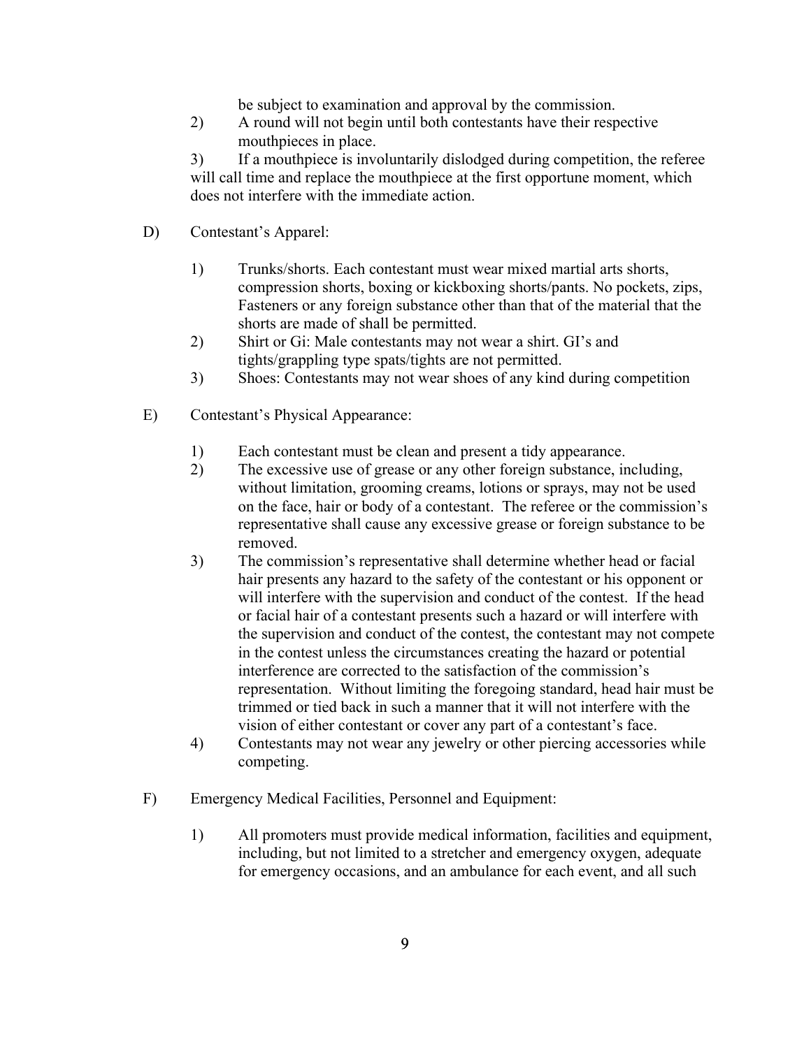be subject to examination and approval by the commission.

2) A round will not begin until both contestants have their respective mouthpieces in place.

3) If a mouthpiece is involuntarily dislodged during competition, the referee will call time and replace the mouthpiece at the first opportune moment, which does not interfere with the immediate action.

D) Contestant's Apparel:

1) Trunks/shorts. Each contestant must wear mixed martial arts shorts, compression shorts, boxing or kickboxing shorts/pants. No pockets, zips, Fasteners or any foreign substance other than that of the material that the shorts are made of shall be permitted.
2) Shirt or Gi: Male contestants may not wear a shirt. GI's and tights/grappling type spats/tights are not permitted.
3) Shoes: Contestants may not wear shoes of any kind during competition

E) Contestant's Physical Appearance:

1) Each contestant must be clean and present a tidy appearance.
2) The excessive use of grease or any other foreign substance, including, without limitation, grooming creams, lotions or sprays, may not be used on the face, hair or body of a contestant. The referee or the commission's representative shall cause any excessive grease or foreign substance to be removed.
3) The commission's representative shall determine whether head or facial hair presents any hazard to the safety of the contestant or his opponent or will interfere with the supervision and conduct of the contest. If the head or facial hair of a contestant presents such a hazard or will interfere with the supervision and conduct of the contest, the contestant may not compete in the contest unless the circumstances creating the hazard or potential interference are corrected to the satisfaction of the commission's representation. Without limiting the foregoing standard, head hair must be trimmed or tied back in such a manner that it will not interfere with the vision of either contestant or cover any part of a contestant's face.
4) Contestants may not wear any jewelry or other piercing accessories while competing.

F) Emergency Medical Facilities, Personnel and Equipment:

1) All promoters must provide medical information, facilities and equipment, including, but not limited to a stretcher and emergency oxygen, adequate for emergency occasions, and an ambulance for each event, and all such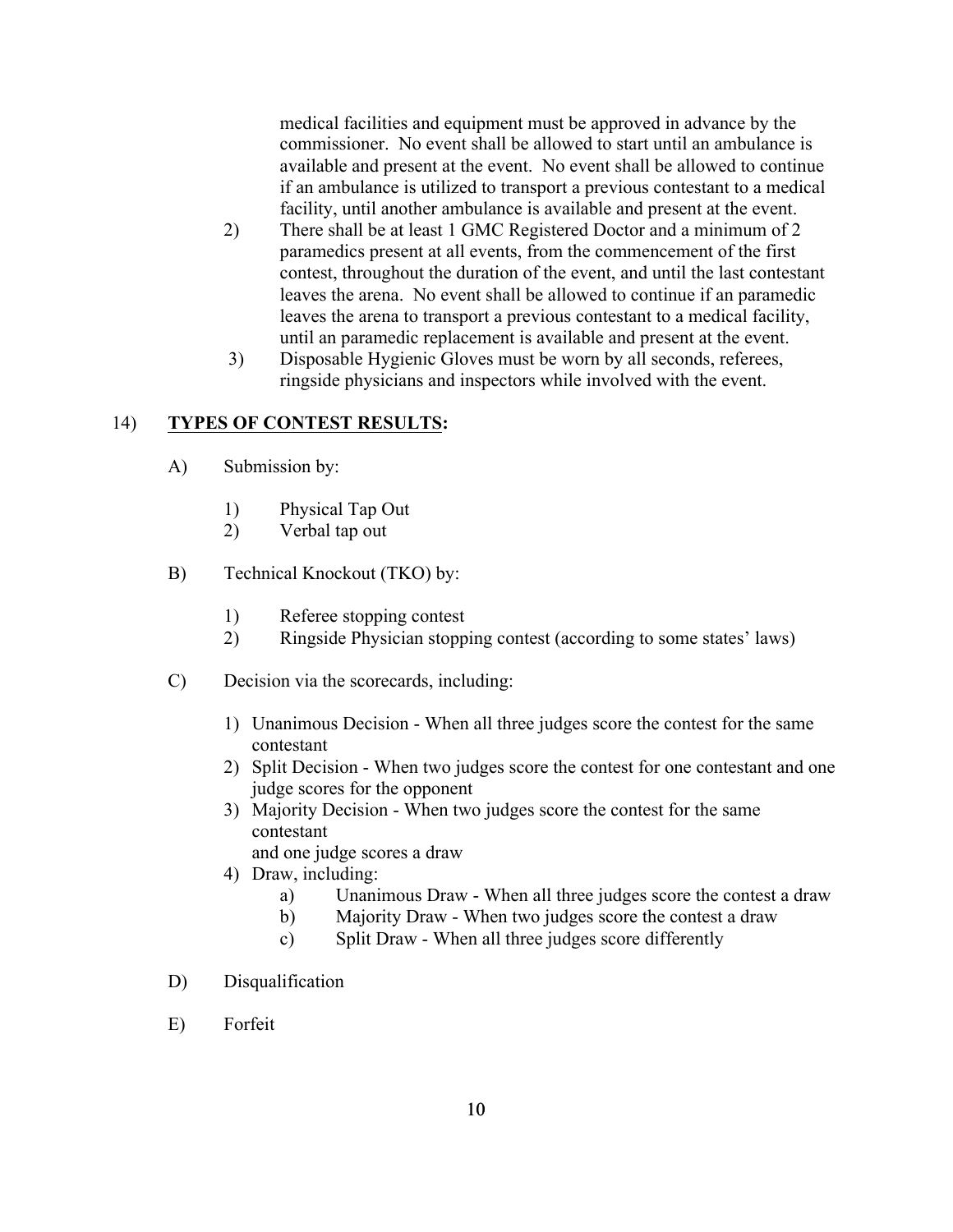medical facilities and equipment must be approved in advance by the commissioner. No event shall be allowed to start until an ambulance is available and present at the event. No event shall be allowed to continue if an ambulance is utilized to transport a previous contestant to a medical facility, until another ambulance is available and present at the event.

2) There shall be at least 1 GMC Registered Doctor and a minimum of 2 paramedics present at all events, from the commencement of the first contest, throughout the duration of the event, and until the last contestant leaves the arena. No event shall be allowed to continue if an paramedic leaves the arena to transport a previous contestant to a medical facility, until an paramedic replacement is available and present at the event.

3) Disposable Hygienic Gloves must be worn by all seconds, referees, ringside physicians and inspectors while involved with the event.

14) **TYPES OF CONTEST RESULTS:**

A) Submission by:

1) Physical Tap Out
2) Verbal tap out

B) Technical Knockout (TKO) by:

1) Referee stopping contest
2) Ringside Physician stopping contest (according to some states' laws)

C) Decision via the scorecards, including:

1) Unanimous Decision - When all three judges score the contest for the same contestant
2) Split Decision - When two judges score the contest for one contestant and one judge scores for the opponent
3) Majority Decision - When two judges score the contest for the same contestant
   and one judge scores a draw
4) Draw, including:
   a) Unanimous Draw - When all three judges score the contest a draw
   b) Majority Draw - When two judges score the contest a draw
   c) Split Draw - When all three judges score differently

D) Disqualification

E) Forfeit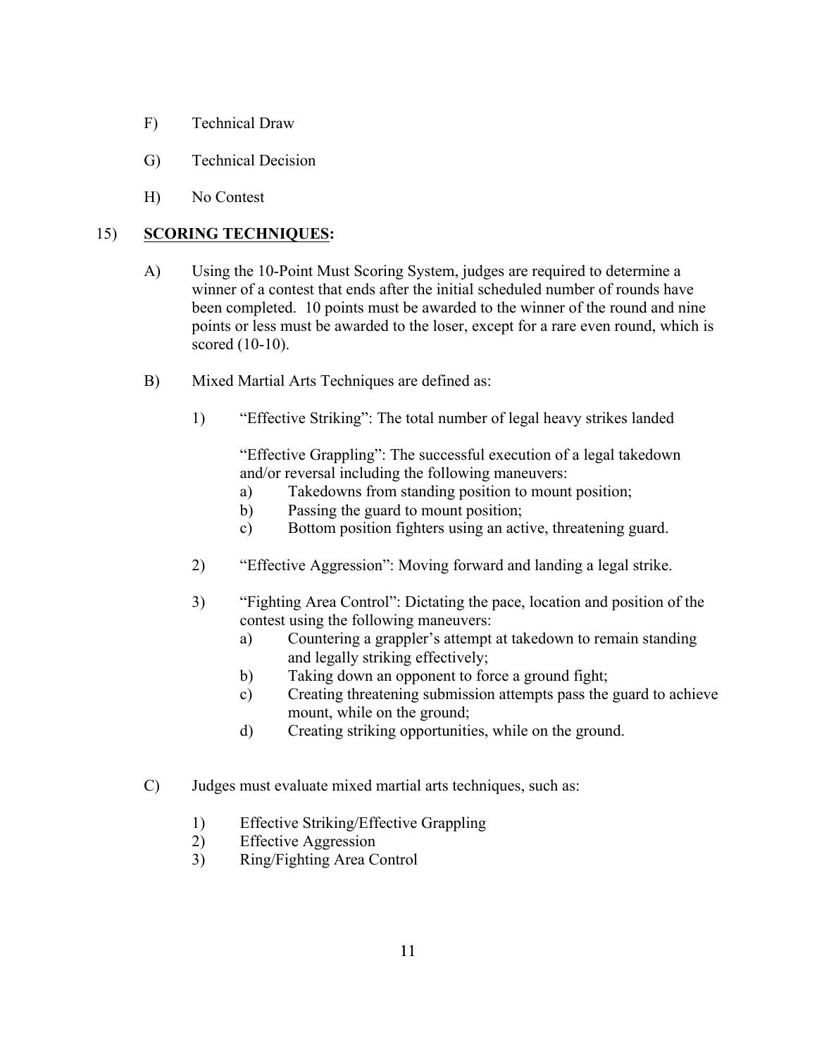F) Technical Draw

G) Technical Decision

H) No Contest

15) **<u>SCORING TECHNIQUES</u>:**

A) Using the 10-Point Must Scoring System, judges are required to determine a winner of a contest that ends after the initial scheduled number of rounds have been completed. 10 points must be awarded to the winner of the round and nine points or less must be awarded to the loser, except for a rare even round, which is scored (10-10).

B) Mixed Martial Arts Techniques are defined as:

1) "Effective Striking": The total number of legal heavy strikes landed

   "Effective Grappling": The successful execution of a legal takedown and/or reversal including the following maneuvers:
   a) Takedowns from standing position to mount position;
   b) Passing the guard to mount position;
   c) Bottom position fighters using an active, threatening guard.

2) "Effective Aggression": Moving forward and landing a legal strike.

3) "Fighting Area Control": Dictating the pace, location and position of the contest using the following maneuvers:
   a) Countering a grappler's attempt at takedown to remain standing and legally striking effectively;
   b) Taking down an opponent to force a ground fight;
   c) Creating threatening submission attempts pass the guard to achieve mount, while on the ground;
   d) Creating striking opportunities, while on the ground.

C) Judges must evaluate mixed martial arts techniques, such as:

1) Effective Striking/Effective Grappling
2) Effective Aggression
3) Ring/Fighting Area Control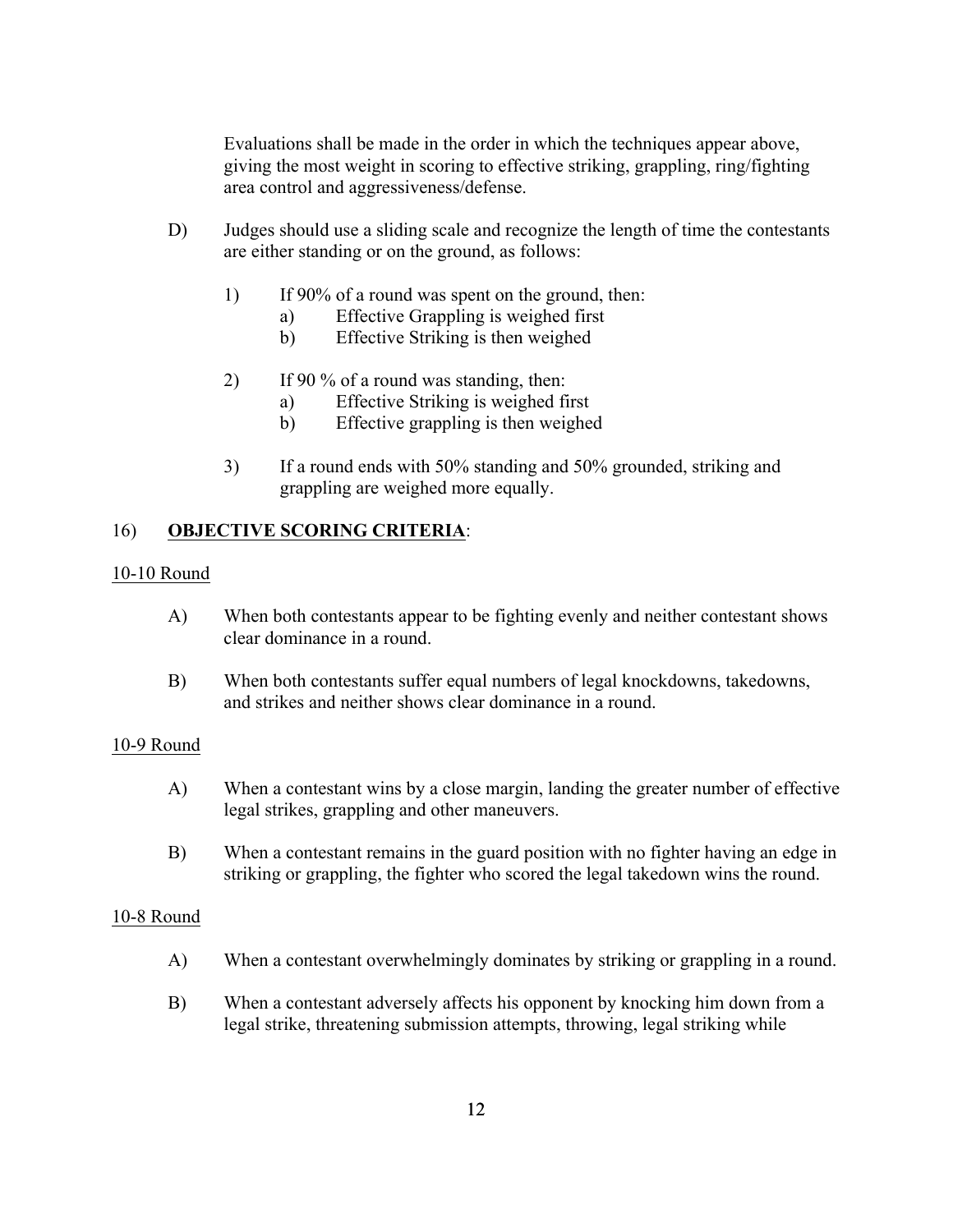Evaluations shall be made in the order in which the techniques appear above, giving the most weight in scoring to effective striking, grappling, ring/fighting area control and aggressiveness/defense.

D) Judges should use a sliding scale and recognize the length of time the contestants are either standing or on the ground, as follows:

1) If 90% of a round was spent on the ground, then:
   a) Effective Grappling is weighed first
   b) Effective Striking is then weighed

2) If 90 % of a round was standing, then:
   a) Effective Striking is weighed first
   b) Effective grappling is then weighed

3) If a round ends with 50% standing and 50% grounded, striking and grappling are weighed more equally.

## 16) **OBJECTIVE SCORING CRITERIA**:

10-10 Round

A) When both contestants appear to be fighting evenly and neither contestant shows clear dominance in a round.

B) When both contestants suffer equal numbers of legal knockdowns, takedowns, and strikes and neither shows clear dominance in a round.

10-9 Round

A) When a contestant wins by a close margin, landing the greater number of effective legal strikes, grappling and other maneuvers.

B) When a contestant remains in the guard position with no fighter having an edge in striking or grappling, the fighter who scored the legal takedown wins the round.

10-8 Round

A) When a contestant overwhelmingly dominates by striking or grappling in a round.

B) When a contestant adversely affects his opponent by knocking him down from a legal strike, threatening submission attempts, throwing, legal striking while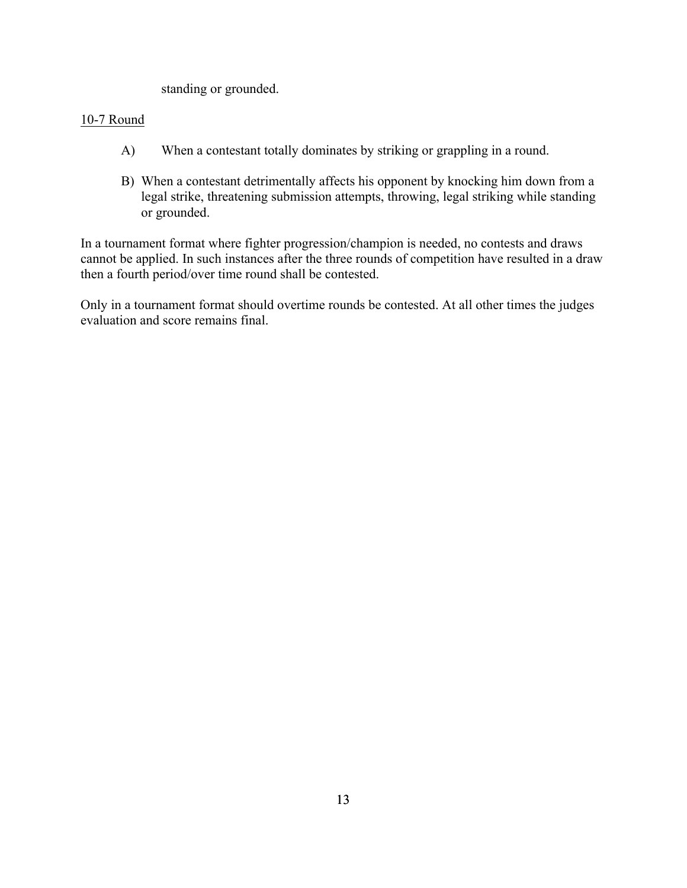standing or grounded.

<u>10-7 Round</u>

A) When a contestant totally dominates by striking or grappling in a round.

B) When a contestant detrimentally affects his opponent by knocking him down from a legal strike, threatening submission attempts, throwing, legal striking while standing or grounded.

In a tournament format where fighter progression/champion is needed, no contests and draws cannot be applied. In such instances after the three rounds of competition have resulted in a draw then a fourth period/over time round shall be contested.

Only in a tournament format should overtime rounds be contested. At all other times the judges evaluation and score remains final.